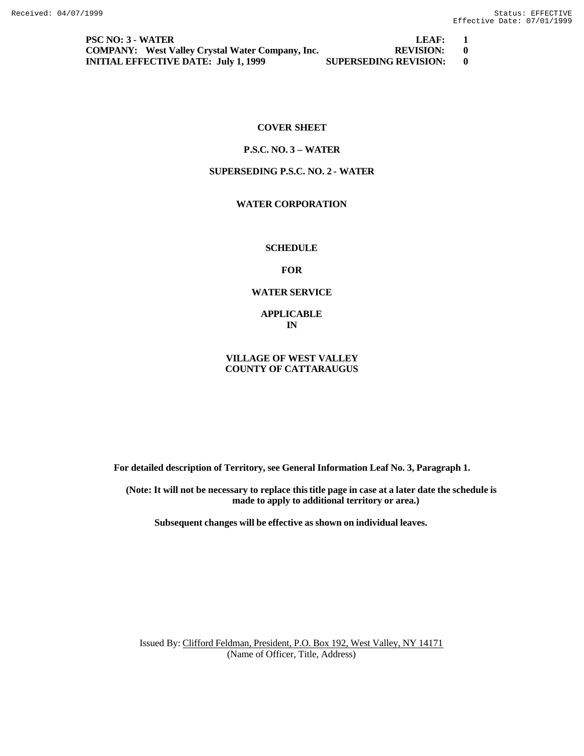Received: 04/07/1999 Status: EFFECTIVE
Effective Date: 07/01/1999

| | |
|---|---|
| **PSC NO: 3 - WATER** | **LEAF: 1** |
| **COMPANY: West Valley Crystal Water Company, Inc.** | **REVISION: 0** |
| **INITIAL EFFECTIVE DATE: July 1, 1999** | **SUPERSEDING REVISION: 0** |

**COVER SHEET**

**P.S.C. NO. 3 – WATER**

**SUPERSEDING P.S.C. NO. 2 - WATER**

**WATER CORPORATION**

**SCHEDULE**

**FOR**

**WATER SERVICE**

**APPLICABLE**
**IN**

**VILLAGE OF WEST VALLEY**
**COUNTY OF CATTARAUGUS**

**For detailed description of Territory, see General Information Leaf No. 3, Paragraph 1.**

**(Note: It will not be necessary to replace this title page in case at a later date the schedule is made to apply to additional territory or area.)**

**Subsequent changes will be effective as shown on individual leaves.**

Issued By: Clifford Feldman, President, P.O. Box 192, West Valley, NY 14171
(Name of Officer, Title, Address)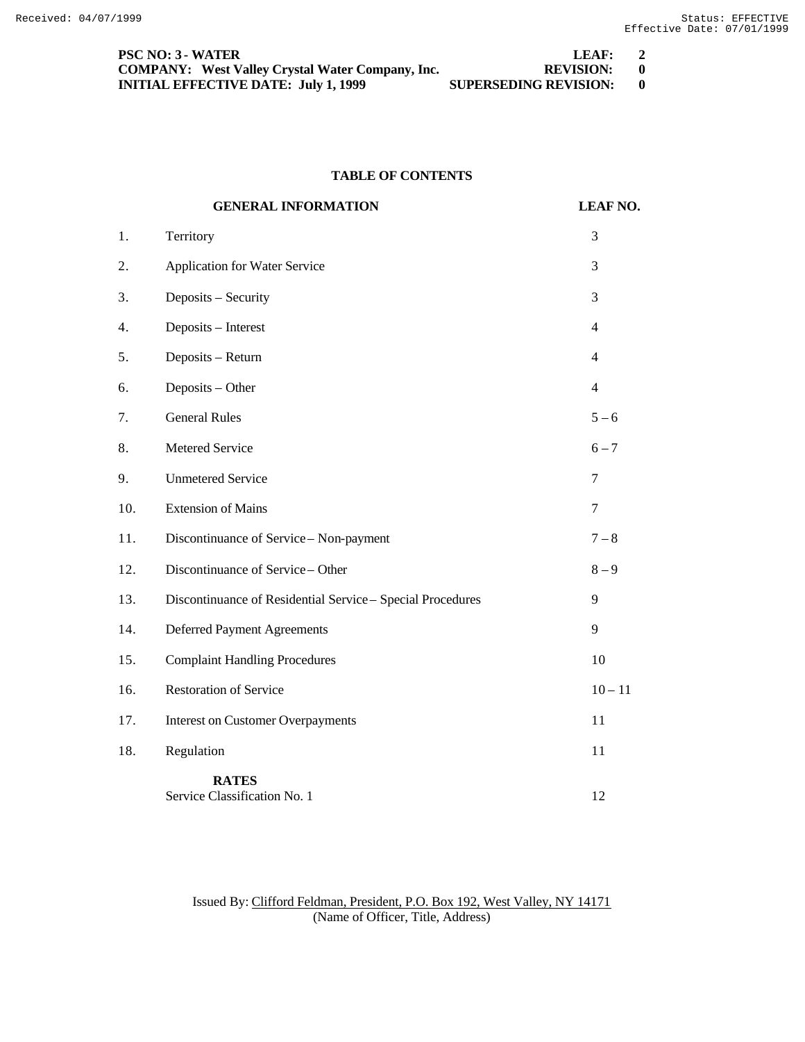**PSC NO: 3 - WATER** **LEAF: 2**
**COMPANY: West Valley Crystal Water Company, Inc.** **REVISION: 0**
**INITIAL EFFECTIVE DATE: July 1, 1999** **SUPERSEDING REVISION: 0**

## TABLE OF CONTENTS

| | **GENERAL INFORMATION** | **LEAF NO.** |
|---|---|---|
| 1. | Territory | 3 |
| 2. | Application for Water Service | 3 |
| 3. | Deposits – Security | 3 |
| 4. | Deposits – Interest | 4 |
| 5. | Deposits – Return | 4 |
| 6. | Deposits – Other | 4 |
| 7. | General Rules | 5 – 6 |
| 8. | Metered Service | 6 – 7 |
| 9. | Unmetered Service | 7 |
| 10. | Extension of Mains | 7 |
| 11. | Discontinuance of Service – Non-payment | 7 – 8 |
| 12. | Discontinuance of Service – Other | 8 – 9 |
| 13. | Discontinuance of Residential Service – Special Procedures | 9 |
| 14. | Deferred Payment Agreements | 9 |
| 15. | Complaint Handling Procedures | 10 |
| 16. | Restoration of Service | 10 – 11 |
| 17. | Interest on Customer Overpayments | 11 |
| 18. | Regulation | 11 |
| | **RATES** | |
| | Service Classification No. 1 | 12 |

Issued By: Clifford Feldman, President, P.O. Box 192, West Valley, NY 14171
(Name of Officer, Title, Address)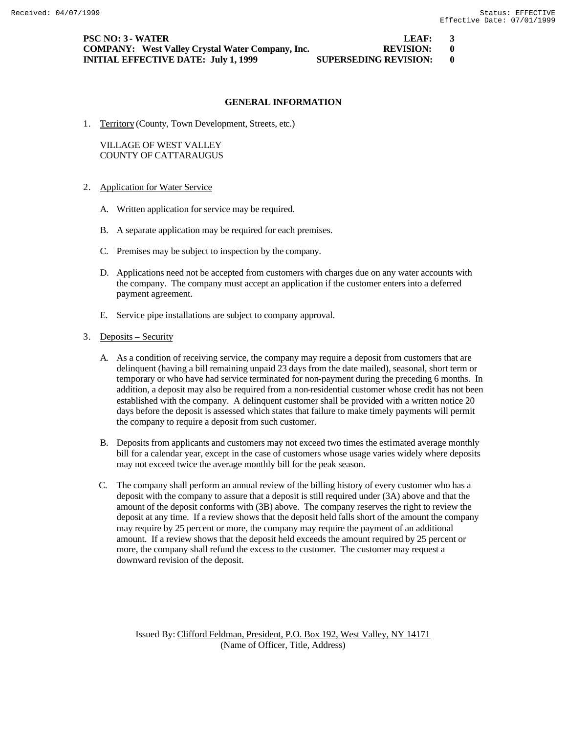**PSC NO: 3 - WATER** **LEAF: 3**
**COMPANY: West Valley Crystal Water Company, Inc.** **REVISION: 0**
**INITIAL EFFECTIVE DATE: July 1, 1999** **SUPERSEDING REVISION: 0**

## GENERAL INFORMATION

1. Territory (County, Town Development, Streets, etc.)

   VILLAGE OF WEST VALLEY
   COUNTY OF CATTARAUGUS

2. Application for Water Service

   A. Written application for service may be required.

   B. A separate application may be required for each premises.

   C. Premises may be subject to inspection by the company.

   D. Applications need not be accepted from customers with charges due on any water accounts with the company. The company must accept an application if the customer enters into a deferred payment agreement.

   E. Service pipe installations are subject to company approval.

3. Deposits – Security

   A. As a condition of receiving service, the company may require a deposit from customers that are delinquent (having a bill remaining unpaid 23 days from the date mailed), seasonal, short term or temporary or who have had service terminated for non-payment during the preceding 6 months. In addition, a deposit may also be required from a non-residential customer whose credit has not been established with the company. A delinquent customer shall be provided with a written notice 20 days before the deposit is assessed which states that failure to make timely payments will permit the company to require a deposit from such customer.

   B. Deposits from applicants and customers may not exceed two times the estimated average monthly bill for a calendar year, except in the case of customers whose usage varies widely where deposits may not exceed twice the average monthly bill for the peak season.

   C. The company shall perform an annual review of the billing history of every customer who has a deposit with the company to assure that a deposit is still required under (3A) above and that the amount of the deposit conforms with (3B) above. The company reserves the right to review the deposit at any time. If a review shows that the deposit held falls short of the amount the company may require by 25 percent or more, the company may require the payment of an additional amount. If a review shows that the deposit held exceeds the amount required by 25 percent or more, the company shall refund the excess to the customer. The customer may request a downward revision of the deposit.

Issued By: Clifford Feldman, President, P.O. Box 192, West Valley, NY 14171
(Name of Officer, Title, Address)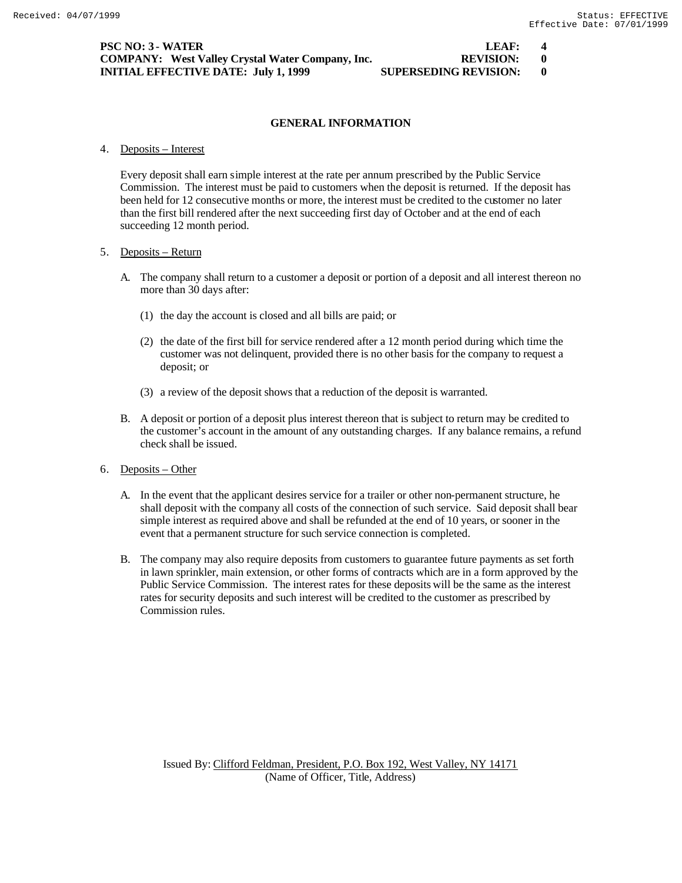**PSC NO: 3 - WATER** **LEAF: 4**
**COMPANY: West Valley Crystal Water Company, Inc.** **REVISION: 0**
**INITIAL EFFECTIVE DATE: July 1, 1999** **SUPERSEDING REVISION: 0**

## GENERAL INFORMATION

4. Deposits – Interest

   Every deposit shall earn simple interest at the rate per annum prescribed by the Public Service Commission. The interest must be paid to customers when the deposit is returned. If the deposit has been held for 12 consecutive months or more, the interest must be credited to the customer no later than the first bill rendered after the next succeeding first day of October and at the end of each succeeding 12 month period.

5. Deposits – Return

   A. The company shall return to a customer a deposit or portion of a deposit and all interest thereon no more than 30 days after:

      (1) the day the account is closed and all bills are paid; or

      (2) the date of the first bill for service rendered after a 12 month period during which time the customer was not delinquent, provided there is no other basis for the company to request a deposit; or

      (3) a review of the deposit shows that a reduction of the deposit is warranted.

   B. A deposit or portion of a deposit plus interest thereon that is subject to return may be credited to the customer's account in the amount of any outstanding charges. If any balance remains, a refund check shall be issued.

6. Deposits – Other

   A. In the event that the applicant desires service for a trailer or other non-permanent structure, he shall deposit with the company all costs of the connection of such service. Said deposit shall bear simple interest as required above and shall be refunded at the end of 10 years, or sooner in the event that a permanent structure for such service connection is completed.

   B. The company may also require deposits from customers to guarantee future payments as set forth in lawn sprinkler, main extension, or other forms of contracts which are in a form approved by the Public Service Commission. The interest rates for these deposits will be the same as the interest rates for security deposits and such interest will be credited to the customer as prescribed by Commission rules.

Issued By: Clifford Feldman, President, P.O. Box 192, West Valley, NY 14171
(Name of Officer, Title, Address)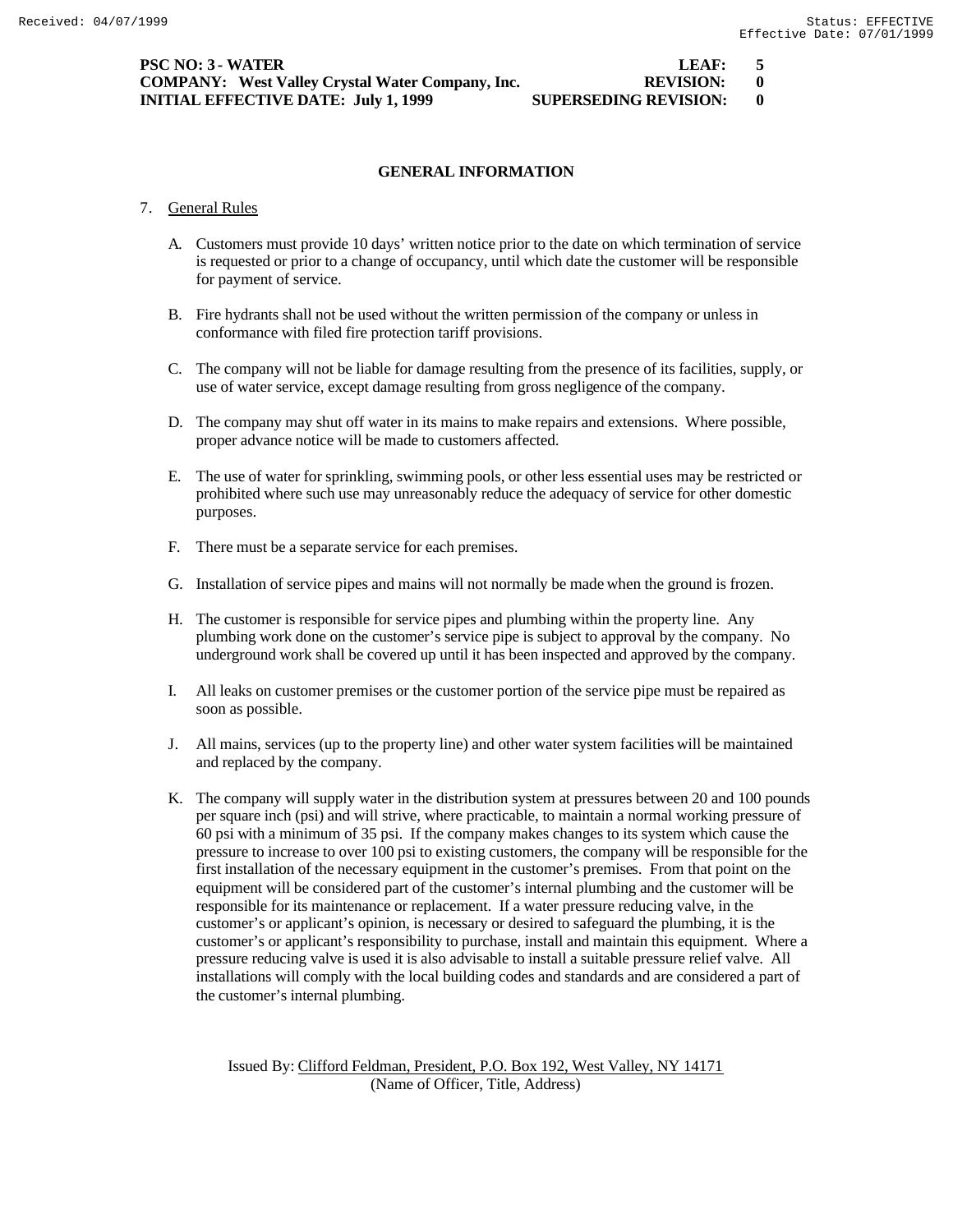## GENERAL INFORMATION

7. General Rules

   A. Customers must provide 10 days' written notice prior to the date on which termination of service is requested or prior to a change of occupancy, until which date the customer will be responsible for payment of service.

   B. Fire hydrants shall not be used without the written permission of the company or unless in conformance with filed fire protection tariff provisions.

   C. The company will not be liable for damage resulting from the presence of its facilities, supply, or use of water service, except damage resulting from gross negligence of the company.

   D. The company may shut off water in its mains to make repairs and extensions. Where possible, proper advance notice will be made to customers affected.

   E. The use of water for sprinkling, swimming pools, or other less essential uses may be restricted or prohibited where such use may unreasonably reduce the adequacy of service for other domestic purposes.

   F. There must be a separate service for each premises.

   G. Installation of service pipes and mains will not normally be made when the ground is frozen.

   H. The customer is responsible for service pipes and plumbing within the property line. Any plumbing work done on the customer's service pipe is subject to approval by the company. No underground work shall be covered up until it has been inspected and approved by the company.

   I. All leaks on customer premises or the customer portion of the service pipe must be repaired as soon as possible.

   J. All mains, services (up to the property line) and other water system facilities will be maintained and replaced by the company.

   K. The company will supply water in the distribution system at pressures between 20 and 100 pounds per square inch (psi) and will strive, where practicable, to maintain a normal working pressure of 60 psi with a minimum of 35 psi. If the company makes changes to its system which cause the pressure to increase to over 100 psi to existing customers, the company will be responsible for the first installation of the necessary equipment in the customer's premises. From that point on the equipment will be considered part of the customer's internal plumbing and the customer will be responsible for its maintenance or replacement. If a water pressure reducing valve, in the customer's or applicant's opinion, is necessary or desired to safeguard the plumbing, it is the customer's or applicant's responsibility to purchase, install and maintain this equipment. Where a pressure reducing valve is used it is also advisable to install a suitable pressure relief valve. All installations will comply with the local building codes and standards and are considered a part of the customer's internal plumbing.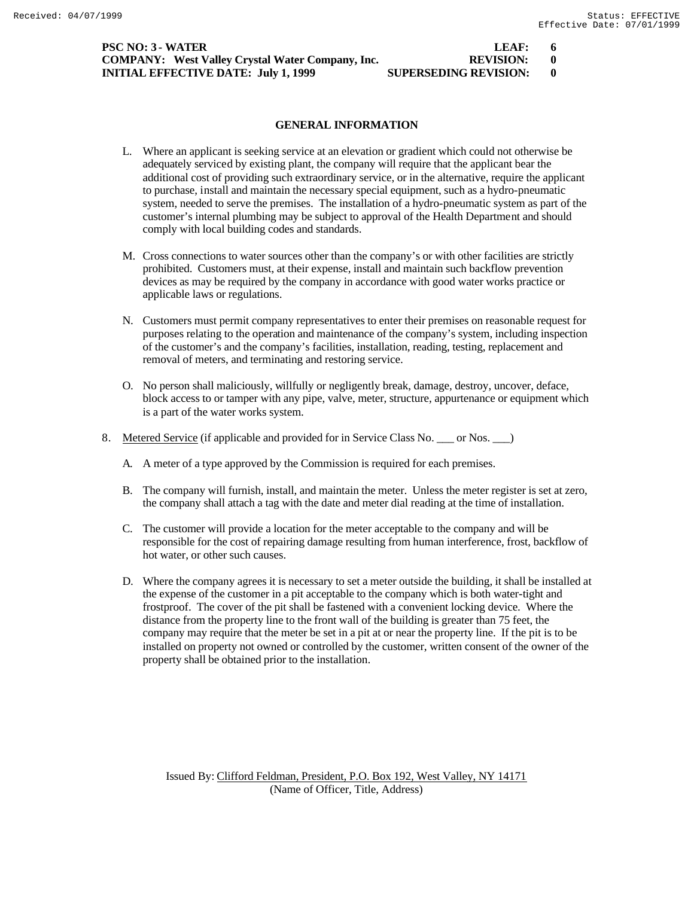## GENERAL INFORMATION

L. Where an applicant is seeking service at an elevation or gradient which could not otherwise be adequately serviced by existing plant, the company will require that the applicant bear the additional cost of providing such extraordinary service, or in the alternative, require the applicant to purchase, install and maintain the necessary special equipment, such as a hydro-pneumatic system, needed to serve the premises. The installation of a hydro-pneumatic system as part of the customer's internal plumbing may be subject to approval of the Health Department and should comply with local building codes and standards.

M. Cross connections to water sources other than the company's or with other facilities are strictly prohibited. Customers must, at their expense, install and maintain such backflow prevention devices as may be required by the company in accordance with good water works practice or applicable laws or regulations.

N. Customers must permit company representatives to enter their premises on reasonable request for purposes relating to the operation and maintenance of the company's system, including inspection of the customer's and the company's facilities, installation, reading, testing, replacement and removal of meters, and terminating and restoring service.

O. No person shall maliciously, willfully or negligently break, damage, destroy, uncover, deface, block access to or tamper with any pipe, valve, meter, structure, appurtenance or equipment which is a part of the water works system.

8. Metered Service (if applicable and provided for in Service Class No. ___ or Nos. ___)

A. A meter of a type approved by the Commission is required for each premises.

B. The company will furnish, install, and maintain the meter. Unless the meter register is set at zero, the company shall attach a tag with the date and meter dial reading at the time of installation.

C. The customer will provide a location for the meter acceptable to the company and will be responsible for the cost of repairing damage resulting from human interference, frost, backflow of hot water, or other such causes.

D. Where the company agrees it is necessary to set a meter outside the building, it shall be installed at the expense of the customer in a pit acceptable to the company which is both water-tight and frostproof. The cover of the pit shall be fastened with a convenient locking device. Where the distance from the property line to the front wall of the building is greater than 75 feet, the company may require that the meter be set in a pit at or near the property line. If the pit is to be installed on property not owned or controlled by the customer, written consent of the owner of the property shall be obtained prior to the installation.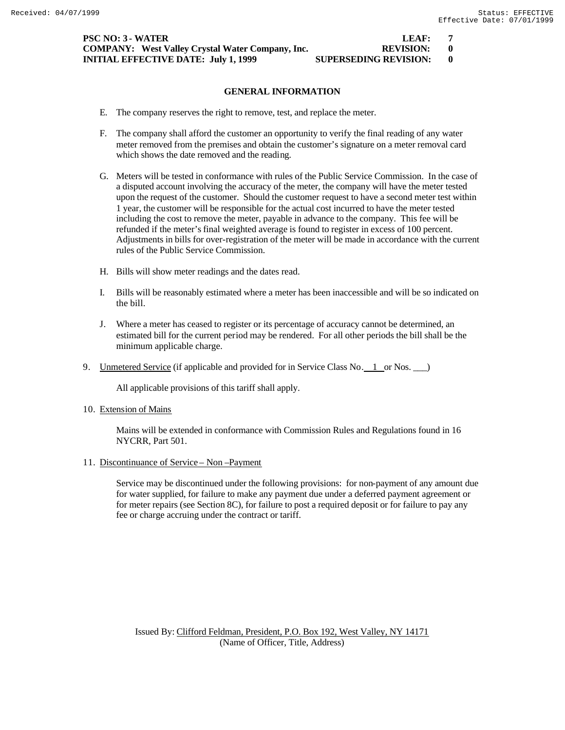**PSC NO: 3 - WATER** **LEAF: 7**
**COMPANY: West Valley Crystal Water Company, Inc.** **REVISION: 0**
**INITIAL EFFECTIVE DATE: July 1, 1999** **SUPERSEDING REVISION: 0**

## GENERAL INFORMATION

E. The company reserves the right to remove, test, and replace the meter.

F. The company shall afford the customer an opportunity to verify the final reading of any water meter removed from the premises and obtain the customer's signature on a meter removal card which shows the date removed and the reading.

G. Meters will be tested in conformance with rules of the Public Service Commission. In the case of a disputed account involving the accuracy of the meter, the company will have the meter tested upon the request of the customer. Should the customer request to have a second meter test within 1 year, the customer will be responsible for the actual cost incurred to have the meter tested including the cost to remove the meter, payable in advance to the company. This fee will be refunded if the meter's final weighted average is found to register in excess of 100 percent. Adjustments in bills for over-registration of the meter will be made in accordance with the current rules of the Public Service Commission.

H. Bills will show meter readings and the dates read.

I. Bills will be reasonably estimated where a meter has been inaccessible and will be so indicated on the bill.

J. Where a meter has ceased to register or its percentage of accuracy cannot be determined, an estimated bill for the current period may be rendered. For all other periods the bill shall be the minimum applicable charge.

9. Unmetered Service (if applicable and provided for in Service Class No. 1 or Nos. ___)

   All applicable provisions of this tariff shall apply.

10. Extension of Mains

    Mains will be extended in conformance with Commission Rules and Regulations found in 16 NYCRR, Part 501.

11. Discontinuance of Service – Non –Payment

    Service may be discontinued under the following provisions: for non-payment of any amount due for water supplied, for failure to make any payment due under a deferred payment agreement or for meter repairs (see Section 8C), for failure to post a required deposit or for failure to pay any fee or charge accruing under the contract or tariff.

Issued By: Clifford Feldman, President, P.O. Box 192, West Valley, NY 14171
(Name of Officer, Title, Address)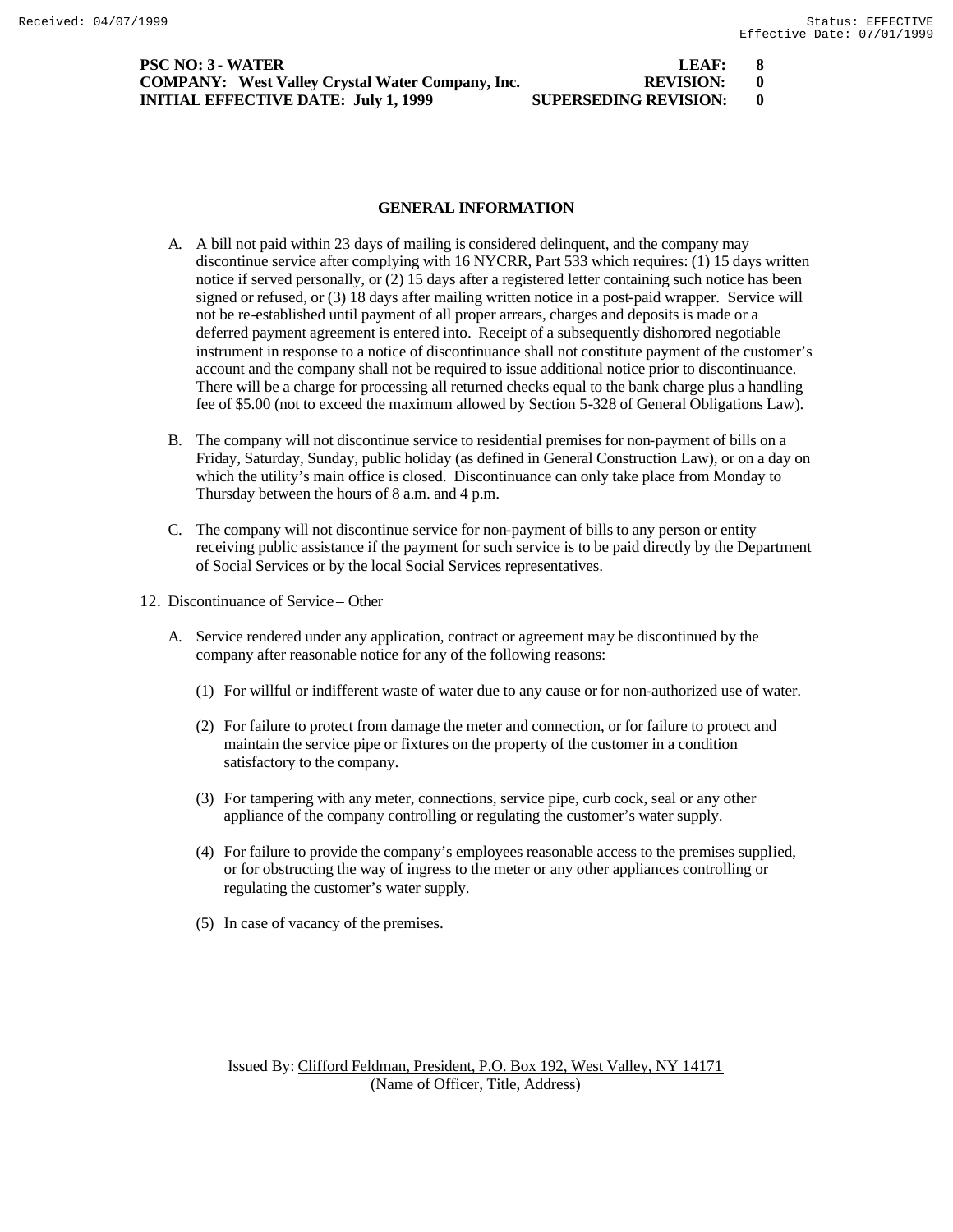## GENERAL INFORMATION

A. A bill not paid within 23 days of mailing is considered delinquent, and the company may discontinue service after complying with 16 NYCRR, Part 533 which requires: (1) 15 days written notice if served personally, or (2) 15 days after a registered letter containing such notice has been signed or refused, or (3) 18 days after mailing written notice in a post-paid wrapper. Service will not be re-established until payment of all proper arrears, charges and deposits is made or a deferred payment agreement is entered into. Receipt of a subsequently dishonored negotiable instrument in response to a notice of discontinuance shall not constitute payment of the customer's account and the company shall not be required to issue additional notice prior to discontinuance. There will be a charge for processing all returned checks equal to the bank charge plus a handling fee of $5.00 (not to exceed the maximum allowed by Section 5-328 of General Obligations Law).

B. The company will not discontinue service to residential premises for non-payment of bills on a Friday, Saturday, Sunday, public holiday (as defined in General Construction Law), or on a day on which the utility's main office is closed. Discontinuance can only take place from Monday to Thursday between the hours of 8 a.m. and 4 p.m.

C. The company will not discontinue service for non-payment of bills to any person or entity receiving public assistance if the payment for such service is to be paid directly by the Department of Social Services or by the local Social Services representatives.

12. Discontinuance of Service – Other

A. Service rendered under any application, contract or agreement may be discontinued by the company after reasonable notice for any of the following reasons:

(1) For willful or indifferent waste of water due to any cause or for non-authorized use of water.

(2) For failure to protect from damage the meter and connection, or for failure to protect and maintain the service pipe or fixtures on the property of the customer in a condition satisfactory to the company.

(3) For tampering with any meter, connections, service pipe, curb cock, seal or any other appliance of the company controlling or regulating the customer's water supply.

(4) For failure to provide the company's employees reasonable access to the premises supplied, or for obstructing the way of ingress to the meter or any other appliances controlling or regulating the customer's water supply.

(5) In case of vacancy of the premises.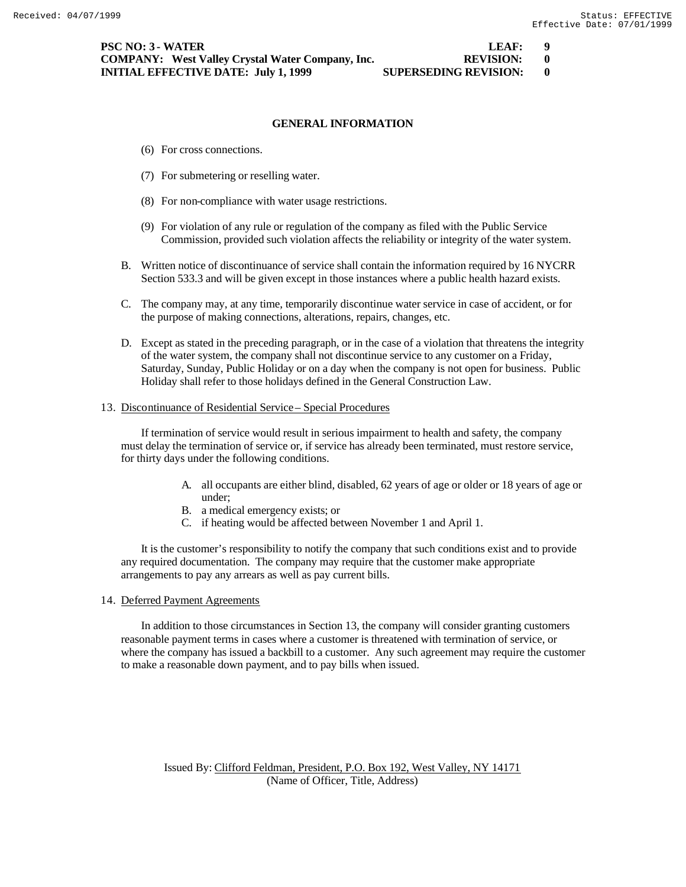**PSC NO: 3 - WATER** **LEAF: 9**
**COMPANY: West Valley Crystal Water Company, Inc.** **REVISION: 0**
**INITIAL EFFECTIVE DATE: July 1, 1999** **SUPERSEDING REVISION: 0**

## GENERAL INFORMATION

(6) For cross connections.

(7) For submetering or reselling water.

(8) For non-compliance with water usage restrictions.

(9) For violation of any rule or regulation of the company as filed with the Public Service Commission, provided such violation affects the reliability or integrity of the water system.

B. Written notice of discontinuance of service shall contain the information required by 16 NYCRR Section 533.3 and will be given except in those instances where a public health hazard exists.

C. The company may, at any time, temporarily discontinue water service in case of accident, or for the purpose of making connections, alterations, repairs, changes, etc.

D. Except as stated in the preceding paragraph, or in the case of a violation that threatens the integrity of the water system, the company shall not discontinue service to any customer on a Friday, Saturday, Sunday, Public Holiday or on a day when the company is not open for business. Public Holiday shall refer to those holidays defined in the General Construction Law.

13. Discontinuance of Residential Service – Special Procedures

If termination of service would result in serious impairment to health and safety, the company must delay the termination of service or, if service has already been terminated, must restore service, for thirty days under the following conditions.

A. all occupants are either blind, disabled, 62 years of age or older or 18 years of age or under;
B. a medical emergency exists; or
C. if heating would be affected between November 1 and April 1.

It is the customer's responsibility to notify the company that such conditions exist and to provide any required documentation. The company may require that the customer make appropriate arrangements to pay any arrears as well as pay current bills.

14. Deferred Payment Agreements

In addition to those circumstances in Section 13, the company will consider granting customers reasonable payment terms in cases where a customer is threatened with termination of service, or where the company has issued a backbill to a customer. Any such agreement may require the customer to make a reasonable down payment, and to pay bills when issued.

Issued By: Clifford Feldman, President, P.O. Box 192, West Valley, NY 14171
(Name of Officer, Title, Address)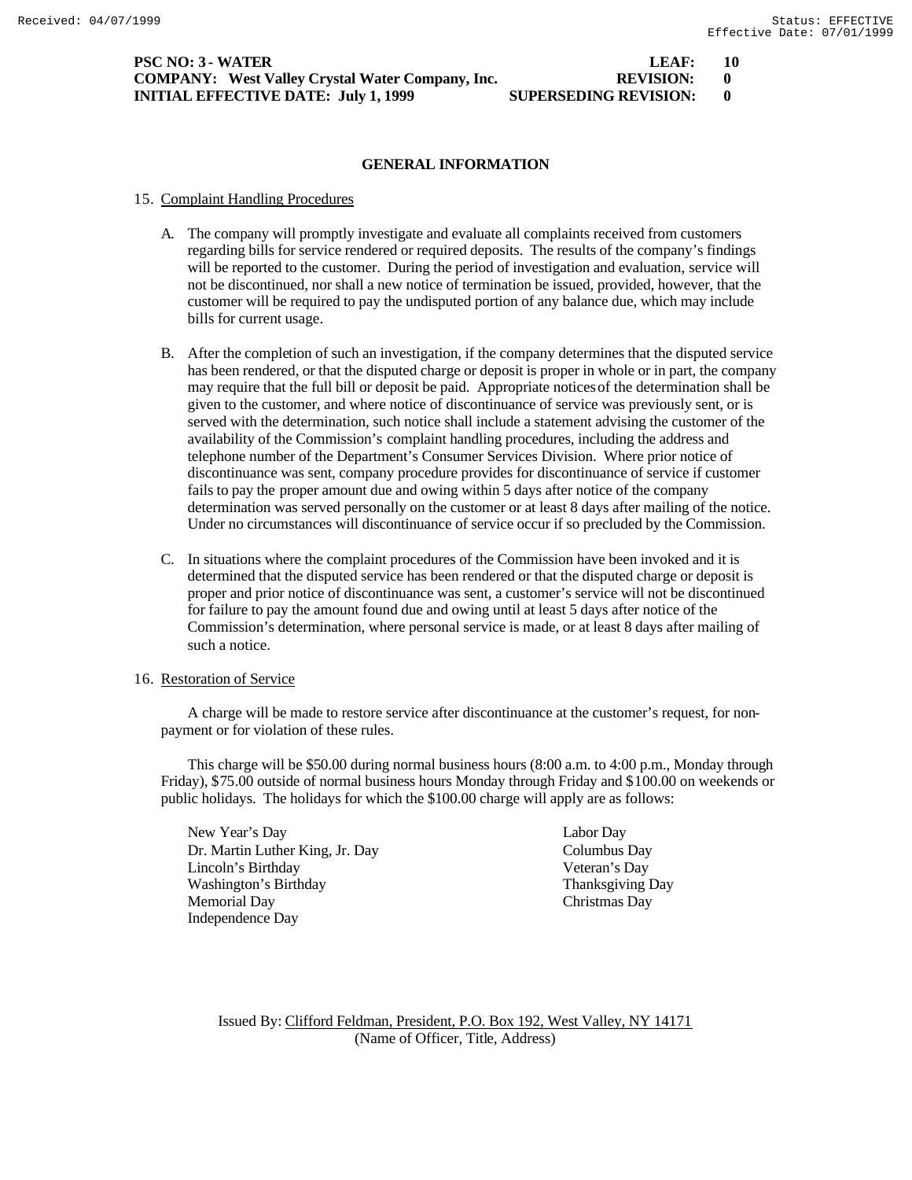**PSC NO: 3 - WATER** **LEAF: 10**
**COMPANY: West Valley Crystal Water Company, Inc.** **REVISION: 0**
**INITIAL EFFECTIVE DATE: July 1, 1999** **SUPERSEDING REVISION: 0**

## GENERAL INFORMATION

15. Complaint Handling Procedures

A. The company will promptly investigate and evaluate all complaints received from customers regarding bills for service rendered or required deposits. The results of the company's findings will be reported to the customer. During the period of investigation and evaluation, service will not be discontinued, nor shall a new notice of termination be issued, provided, however, that the customer will be required to pay the undisputed portion of any balance due, which may include bills for current usage.

B. After the completion of such an investigation, if the company determines that the disputed service has been rendered, or that the disputed charge or deposit is proper in whole or in part, the company may require that the full bill or deposit be paid. Appropriate notices of the determination shall be given to the customer, and where notice of discontinuance of service was previously sent, or is served with the determination, such notice shall include a statement advising the customer of the availability of the Commission's complaint handling procedures, including the address and telephone number of the Department's Consumer Services Division. Where prior notice of discontinuance was sent, company procedure provides for discontinuance of service if customer fails to pay the proper amount due and owing within 5 days after notice of the company determination was served personally on the customer or at least 8 days after mailing of the notice. Under no circumstances will discontinuance of service occur if so precluded by the Commission.

C. In situations where the complaint procedures of the Commission have been invoked and it is determined that the disputed service has been rendered or that the disputed charge or deposit is proper and prior notice of discontinuance was sent, a customer's service will not be discontinued for failure to pay the amount found due and owing until at least 5 days after notice of the Commission's determination, where personal service is made, or at least 8 days after mailing of such a notice.

16. Restoration of Service

A charge will be made to restore service after discontinuance at the customer's request, for non-payment or for violation of these rules.

This charge will be $50.00 during normal business hours (8:00 a.m. to 4:00 p.m., Monday through Friday), $75.00 outside of normal business hours Monday through Friday and $100.00 on weekends or public holidays. The holidays for which the $100.00 charge will apply are as follows:

- New Year's Day
- Dr. Martin Luther King, Jr. Day
- Lincoln's Birthday
- Washington's Birthday
- Memorial Day
- Independence Day
- Labor Day
- Columbus Day
- Veteran's Day
- Thanksgiving Day
- Christmas Day

Issued By: Clifford Feldman, President, P.O. Box 192, West Valley, NY 14171
(Name of Officer, Title, Address)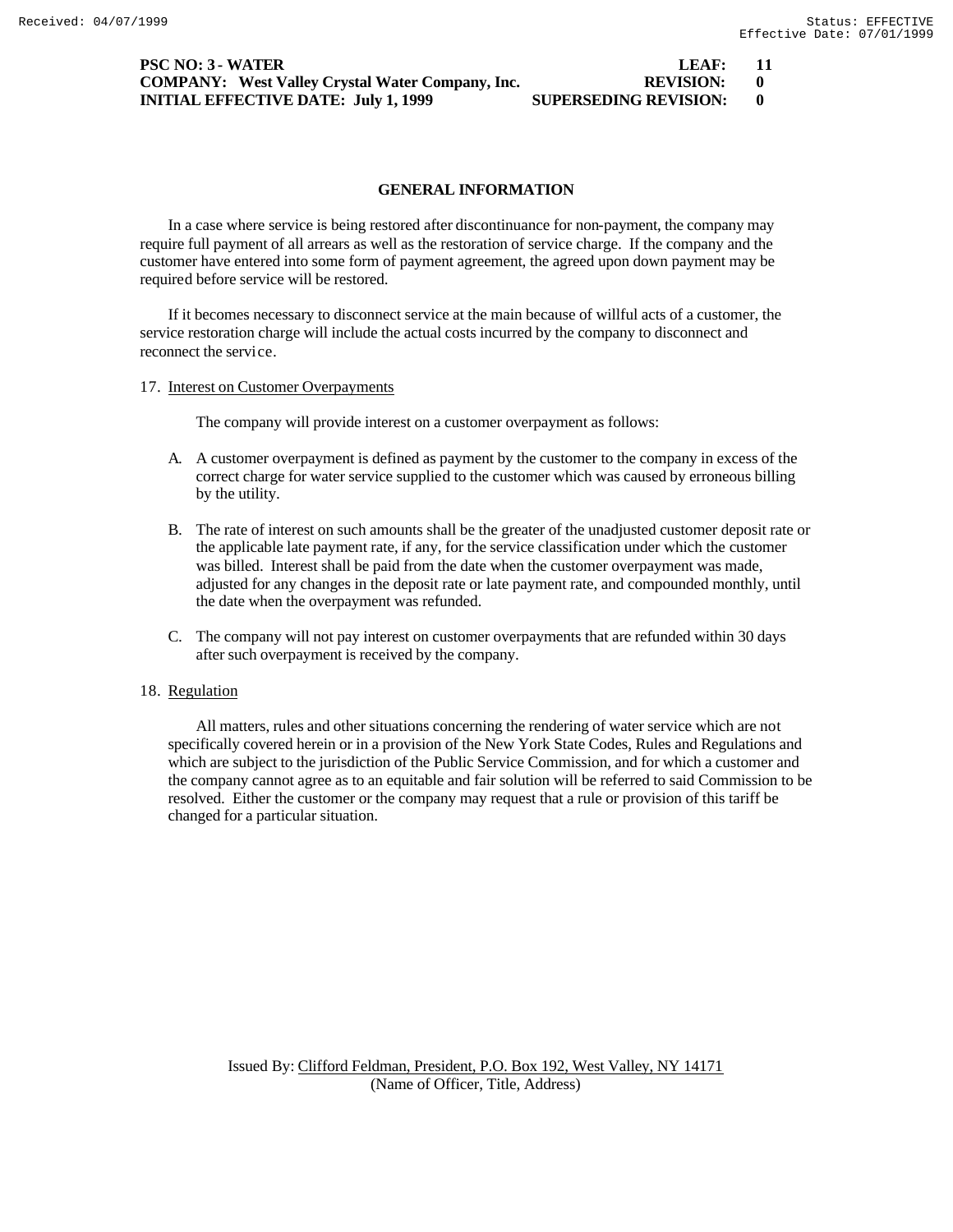## GENERAL INFORMATION

In a case where service is being restored after discontinuance for non-payment, the company may require full payment of all arrears as well as the restoration of service charge. If the company and the customer have entered into some form of payment agreement, the agreed upon down payment may be required before service will be restored.

If it becomes necessary to disconnect service at the main because of willful acts of a customer, the service restoration charge will include the actual costs incurred by the company to disconnect and reconnect the service.

17. Interest on Customer Overpayments

The company will provide interest on a customer overpayment as follows:

A. A customer overpayment is defined as payment by the customer to the company in excess of the correct charge for water service supplied to the customer which was caused by erroneous billing by the utility.

B. The rate of interest on such amounts shall be the greater of the unadjusted customer deposit rate or the applicable late payment rate, if any, for the service classification under which the customer was billed. Interest shall be paid from the date when the customer overpayment was made, adjusted for any changes in the deposit rate or late payment rate, and compounded monthly, until the date when the overpayment was refunded.

C. The company will not pay interest on customer overpayments that are refunded within 30 days after such overpayment is received by the company.

18. Regulation

All matters, rules and other situations concerning the rendering of water service which are not specifically covered herein or in a provision of the New York State Codes, Rules and Regulations and which are subject to the jurisdiction of the Public Service Commission, and for which a customer and the company cannot agree as to an equitable and fair solution will be referred to said Commission to be resolved. Either the customer or the company may request that a rule or provision of this tariff be changed for a particular situation.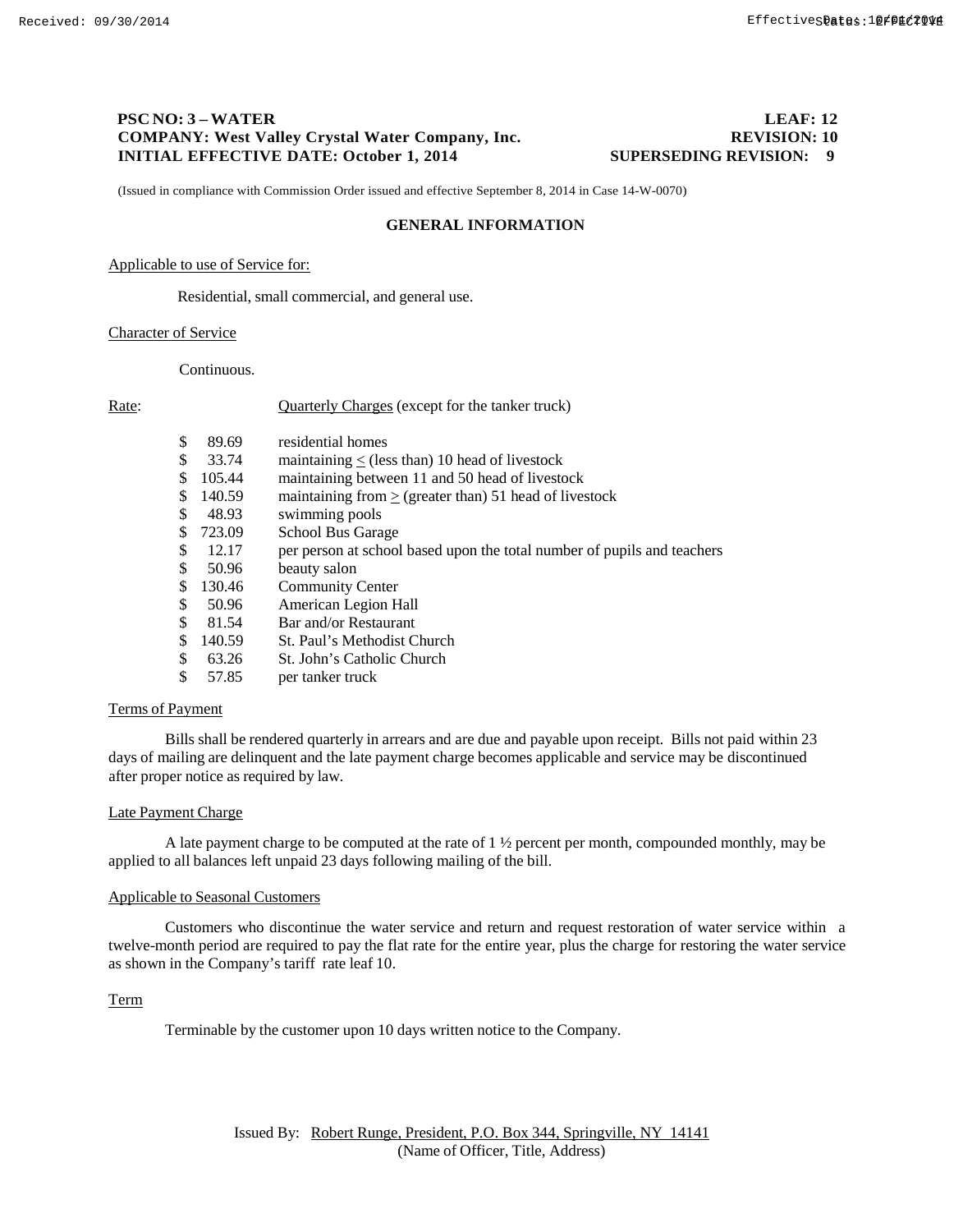**PSC NO: 3 – WATER** **LEAF: 12**
**COMPANY: West Valley Crystal Water Company, Inc.** **REVISION: 10**
**INITIAL EFFECTIVE DATE: October 1, 2014** **SUPERSEDING REVISION: 9**

(Issued in compliance with Commission Order issued and effective September 8, 2014 in Case 14-W-0070)

## GENERAL INFORMATION

Applicable to use of Service for:

Residential, small commercial, and general use.

Character of Service

Continuous.

Rate: Quarterly Charges (except for the tanker truck)

| | |
|---|---|
| \$ 89.69 | residential homes |
| \$ 33.74 | maintaining ≤ (less than) 10 head of livestock |
| \$ 105.44 | maintaining between 11 and 50 head of livestock |
| \$ 140.59 | maintaining from ≥ (greater than) 51 head of livestock |
| \$ 48.93 | swimming pools |
| \$ 723.09 | School Bus Garage |
| \$ 12.17 | per person at school based upon the total number of pupils and teachers |
| \$ 50.96 | beauty salon |
| \$ 130.46 | Community Center |
| \$ 50.96 | American Legion Hall |
| \$ 81.54 | Bar and/or Restaurant |
| \$ 140.59 | St. Paul's Methodist Church |
| \$ 63.26 | St. John's Catholic Church |
| \$ 57.85 | per tanker truck |

Terms of Payment

Bills shall be rendered quarterly in arrears and are due and payable upon receipt. Bills not paid within 23 days of mailing are delinquent and the late payment charge becomes applicable and service may be discontinued after proper notice as required by law.

Late Payment Charge

A late payment charge to be computed at the rate of 1 ½ percent per month, compounded monthly, may be applied to all balances left unpaid 23 days following mailing of the bill.

Applicable to Seasonal Customers

Customers who discontinue the water service and return and request restoration of water service within a twelve-month period are required to pay the flat rate for the entire year, plus the charge for restoring the water service as shown in the Company's tariff rate leaf 10.

Term

Terminable by the customer upon 10 days written notice to the Company.

Issued By: Robert Runge, President, P.O. Box 344, Springville, NY 14141
(Name of Officer, Title, Address)